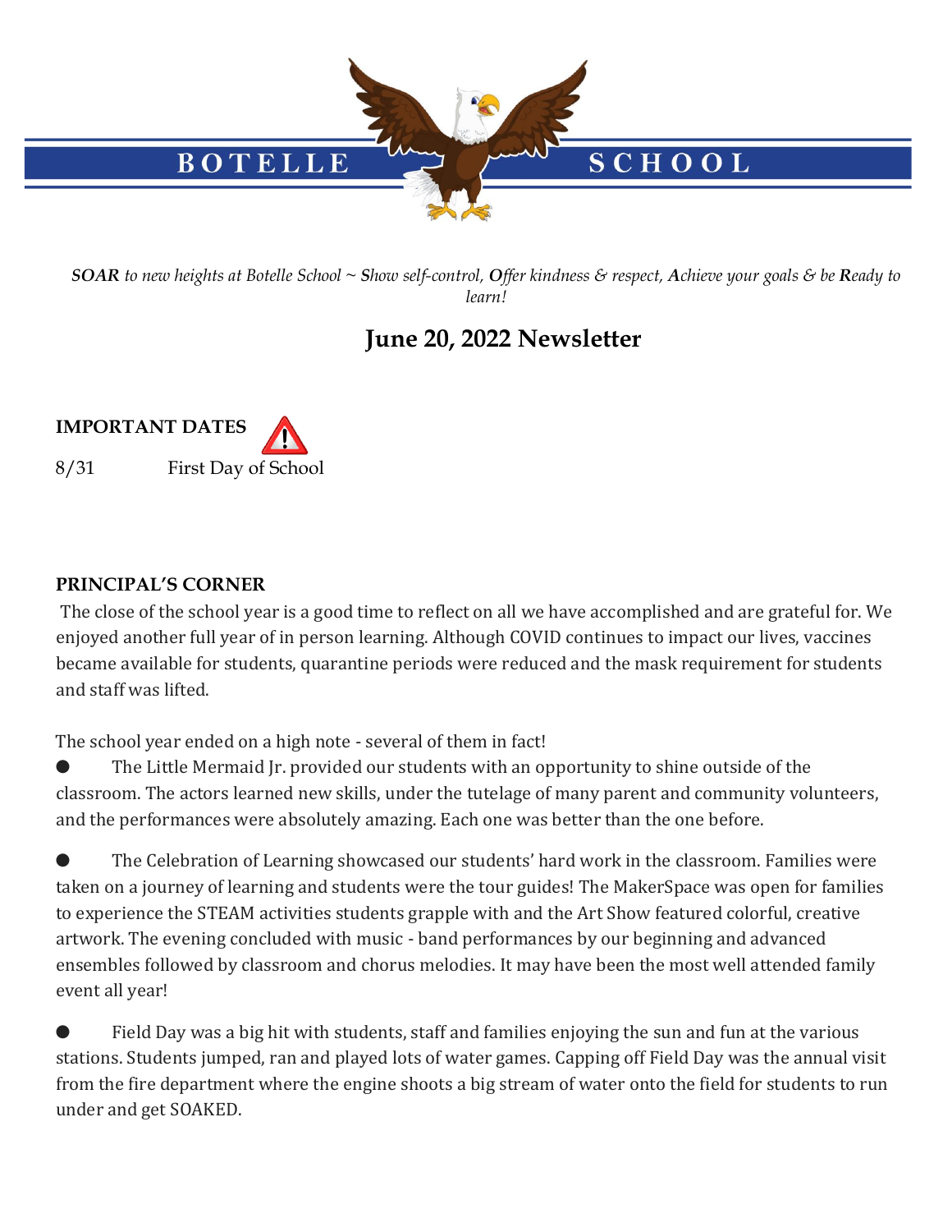# BOTELLE SCHOOL

***SOAR** to new heights at Botelle School ~ **S**how self-control, **O**ffer kindness & respect, **A**chieve your goals & be **R**eady to learn!*

## June 20, 2022 Newsletter

**IMPORTANT DATES**

8/31 First Day of School

**PRINCIPAL'S CORNER**

The close of the school year is a good time to reflect on all we have accomplished and are grateful for. We enjoyed another full year of in person learning. Although COVID continues to impact our lives, vaccines became available for students, quarantine periods were reduced and the mask requirement for students and staff was lifted.

The school year ended on a high note - several of them in fact!

- The Little Mermaid Jr. provided our students with an opportunity to shine outside of the classroom. The actors learned new skills, under the tutelage of many parent and community volunteers, and the performances were absolutely amazing. Each one was better than the one before.

- The Celebration of Learning showcased our students' hard work in the classroom. Families were taken on a journey of learning and students were the tour guides! The MakerSpace was open for families to experience the STEAM activities students grapple with and the Art Show featured colorful, creative artwork. The evening concluded with music - band performances by our beginning and advanced ensembles followed by classroom and chorus melodies. It may have been the most well attended family event all year!

- Field Day was a big hit with students, staff and families enjoying the sun and fun at the various stations. Students jumped, ran and played lots of water games. Capping off Field Day was the annual visit from the fire department where the engine shoots a big stream of water onto the field for students to run under and get SOAKED.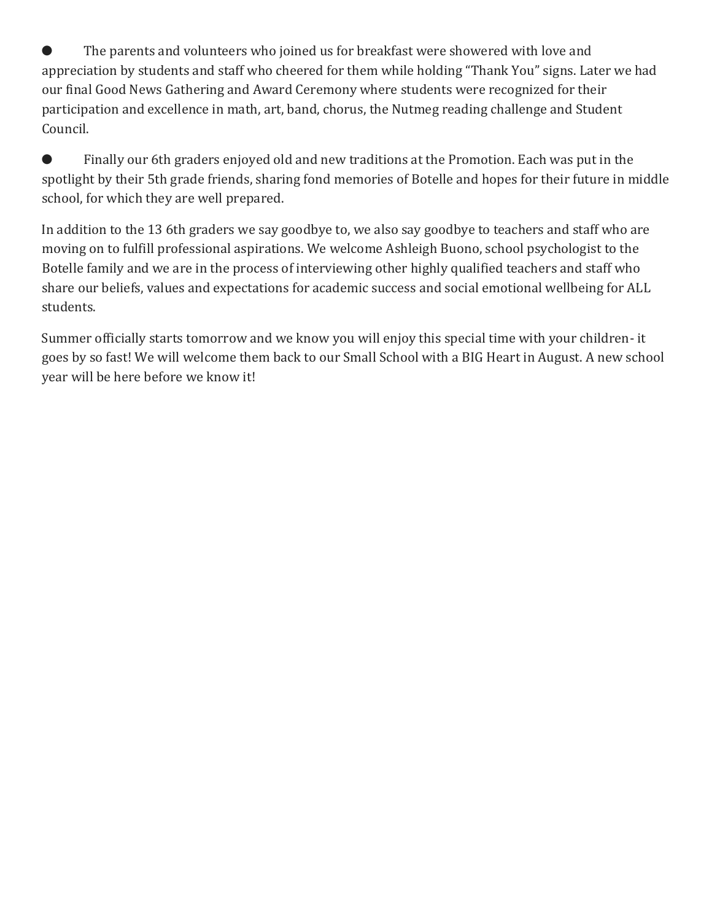- The parents and volunteers who joined us for breakfast were showered with love and appreciation by students and staff who cheered for them while holding "Thank You" signs. Later we had our final Good News Gathering and Award Ceremony where students were recognized for their participation and excellence in math, art, band, chorus, the Nutmeg reading challenge and Student Council.

- Finally our 6th graders enjoyed old and new traditions at the Promotion. Each was put in the spotlight by their 5th grade friends, sharing fond memories of Botelle and hopes for their future in middle school, for which they are well prepared.

In addition to the 13 6th graders we say goodbye to, we also say goodbye to teachers and staff who are moving on to fulfill professional aspirations. We welcome Ashleigh Buono, school psychologist to the Botelle family and we are in the process of interviewing other highly qualified teachers and staff who share our beliefs, values and expectations for academic success and social emotional wellbeing for ALL students.

Summer officially starts tomorrow and we know you will enjoy this special time with your children- it goes by so fast! We will welcome them back to our Small School with a BIG Heart in August. A new school year will be here before we know it!